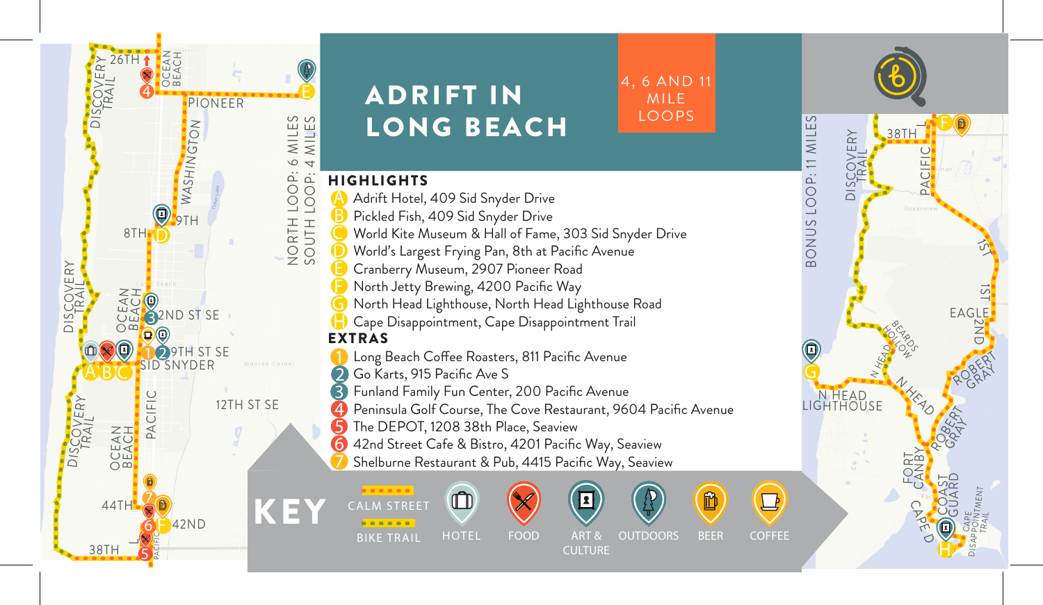# ADRIFT IN LONG BEACH

**4, 6 AND 11 MILE LOOPS**

NORTH LOOP: 6 MILES
SOUTH LOOP: 4 MILES

BONUS LOOP: 11 MILES

## HIGHLIGHTS

- A Adrift Hotel, 409 Sid Snyder Drive
- B Pickled Fish, 409 Sid Snyder Drive
- C World Kite Museum & Hall of Fame, 303 Sid Snyder Drive
- D World's Largest Frying Pan, 8th at Pacific Avenue
- E Cranberry Museum, 2907 Pioneer Road
- F North Jetty Brewing, 4200 Pacific Way
- G North Head Lighthouse, North Head Lighthouse Road
- H Cape Disappointment, Cape Disappointment Trail

## EXTRAS

1. Long Beach Coffee Roasters, 811 Pacific Avenue
2. Go Karts, 915 Pacific Ave S
3. Funland Family Fun Center, 200 Pacific Avenue
4. Peninsula Golf Course, The Cove Restaurant, 9604 Pacific Avenue
5. The DEPOT, 1208 38th Place, Seaview
6. 42nd Street Cafe & Bistro, 4201 Pacific Way, Seaview
7. Shelburne Restaurant & Pub, 4415 Pacific Way, Seaview

## KEY

- CALM STREET
- BIKE TRAIL
- HOTEL
- FOOD
- ART & CULTURE
- OUTDOORS
- BEER
- COFFEE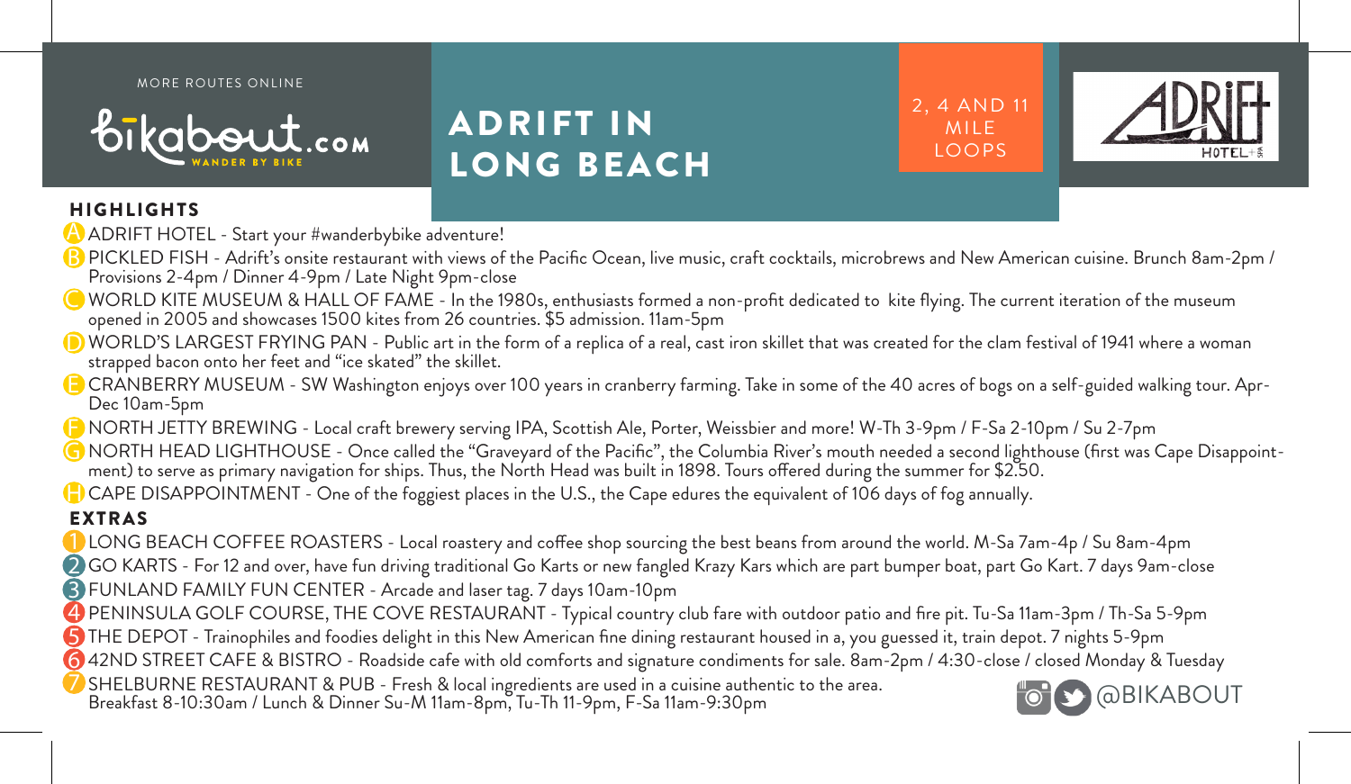MORE ROUTES ONLINE

bikabout.com
WANDER BY BIKE

# ADRIFT IN LONG BEACH

2, 4 AND 11 MILE LOOPS

ADRIFT HOTEL + SPA

## HIGHLIGHTS

A ADRIFT HOTEL - Start your #wanderbybike adventure!

B PICKLED FISH - Adrift's onsite restaurant with views of the Pacific Ocean, live music, craft cocktails, microbrews and New American cuisine. Brunch 8am-2pm / Provisions 2-4pm / Dinner 4-9pm / Late Night 9pm-close

C WORLD KITE MUSEUM & HALL OF FAME - In the 1980s, enthusiasts formed a non-profit dedicated to kite flying. The current iteration of the museum opened in 2005 and showcases 1500 kites from 26 countries. $5 admission. 11am-5pm

D WORLD'S LARGEST FRYING PAN - Public art in the form of a replica of a real, cast iron skillet that was created for the clam festival of 1941 where a woman strapped bacon onto her feet and "ice skated" the skillet.

E CRANBERRY MUSEUM - SW Washington enjoys over 100 years in cranberry farming. Take in some of the 40 acres of bogs on a self-guided walking tour. Apr-Dec 10am-5pm

F NORTH JETTY BREWING - Local craft brewery serving IPA, Scottish Ale, Porter, Weissbier and more! W-Th 3-9pm / F-Sa 2-10pm / Su 2-7pm

G NORTH HEAD LIGHTHOUSE - Once called the "Graveyard of the Pacific", the Columbia River's mouth needed a second lighthouse (first was Cape Disappointment) to serve as primary navigation for ships. Thus, the North Head was built in 1898. Tours offered during the summer for $2.50.

H CAPE DISAPPOINTMENT - One of the foggiest places in the U.S., the Cape edures the equivalent of 106 days of fog annually.

## EXTRAS

1 LONG BEACH COFFEE ROASTERS - Local roastery and coffee shop sourcing the best beans from around the world. M-Sa 7am-4p / Su 8am-4pm

2 GO KARTS - For 12 and over, have fun driving traditional Go Karts or new fangled Krazy Kars which are part bumper boat, part Go Kart. 7 days 9am-close

3 FUNLAND FAMILY FUN CENTER - Arcade and laser tag. 7 days 10am-10pm

4 PENINSULA GOLF COURSE, THE COVE RESTAURANT - Typical country club fare with outdoor patio and fire pit. Tu-Sa 11am-3pm / Th-Sa 5-9pm

5 THE DEPOT - Trainophiles and foodies delight in this New American fine dining restaurant housed in a, you guessed it, train depot. 7 nights 5-9pm

6 42ND STREET CAFE & BISTRO - Roadside cafe with old comforts and signature condiments for sale. 8am-2pm / 4:30-close / closed Monday & Tuesday

7 SHELBURNE RESTAURANT & PUB - Fresh & local ingredients are used in a cuisine authentic to the area.
Breakfast 8-10:30am / Lunch & Dinner Su-M 11am-8pm, Tu-Th 11-9pm, F-Sa 11am-9:30pm

@BIKABOUT